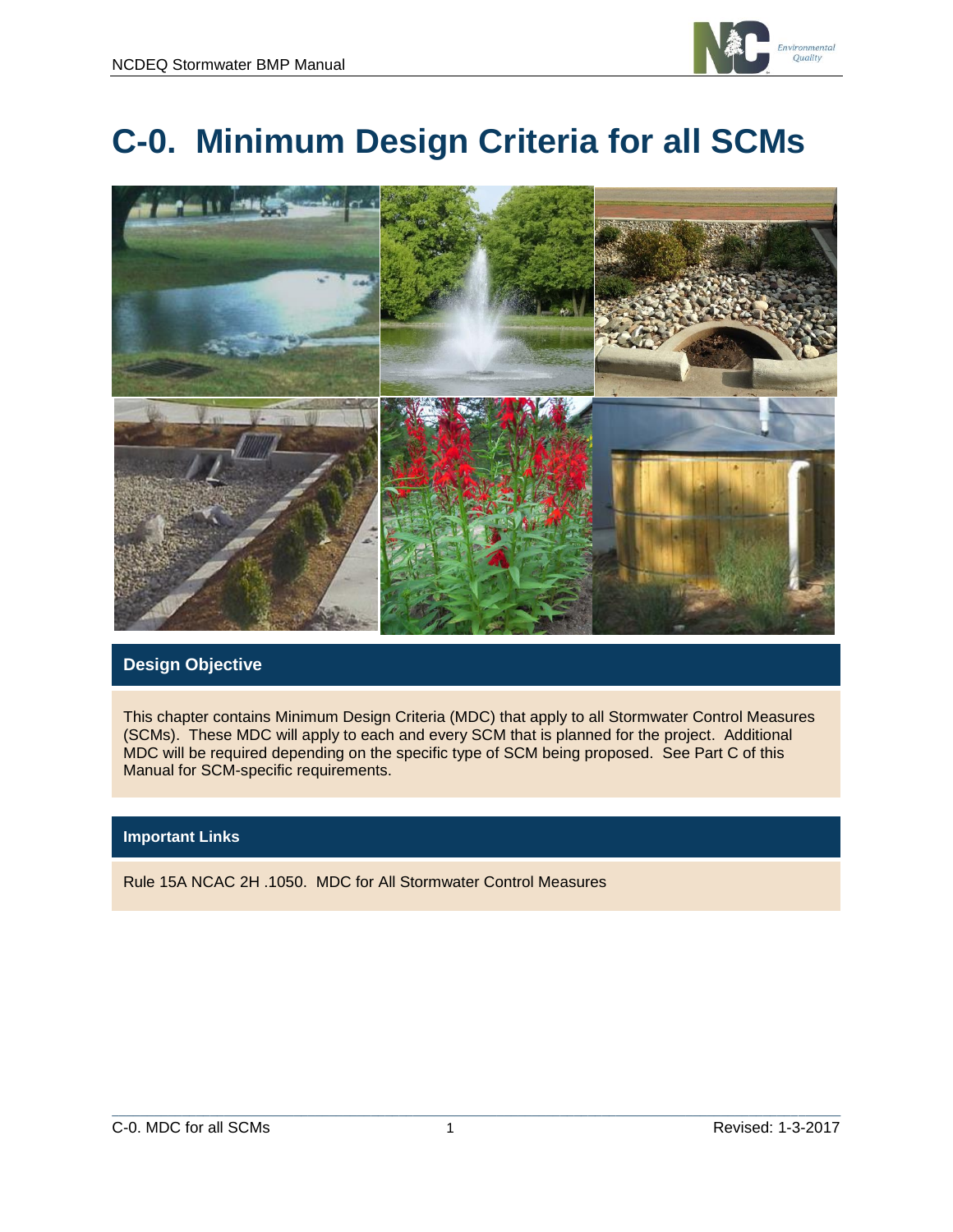# C-0. Minimum Design Criteria for all SCMs

## Design Objective

This chapter contains Minimum Design Criteria (MDC) that apply to all Stormwater Control Measures (SCMs). These MDC will apply to each and every SCM that is planned for the project. Additional MDC will be required depending on the specific type of SCM being proposed. See Part C of this Manual for SCM-specific requirements.

## Important Links

Rule 15A NCAC 2H .1050. MDC for All Stormwater Control Measures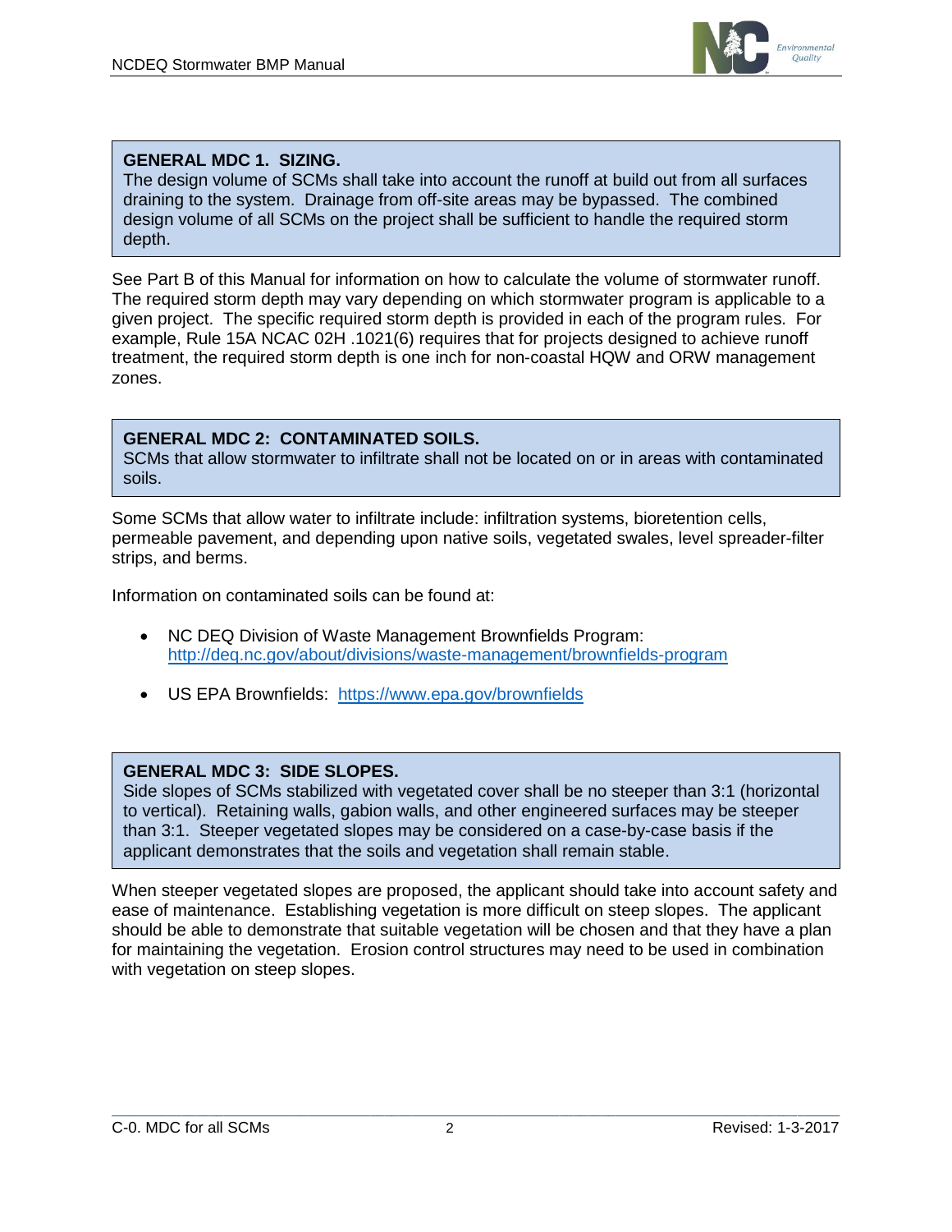**GENERAL MDC 1. SIZING.**
The design volume of SCMs shall take into account the runoff at build out from all surfaces draining to the system. Drainage from off-site areas may be bypassed. The combined design volume of all SCMs on the project shall be sufficient to handle the required storm depth.

See Part B of this Manual for information on how to calculate the volume of stormwater runoff. The required storm depth may vary depending on which stormwater program is applicable to a given project. The specific required storm depth is provided in each of the program rules. For example, Rule 15A NCAC 02H .1021(6) requires that for projects designed to achieve runoff treatment, the required storm depth is one inch for non-coastal HQW and ORW management zones.

**GENERAL MDC 2: CONTAMINATED SOILS.**
SCMs that allow stormwater to infiltrate shall not be located on or in areas with contaminated soils.

Some SCMs that allow water to infiltrate include: infiltration systems, bioretention cells, permeable pavement, and depending upon native soils, vegetated swales, level spreader-filter strips, and berms.

Information on contaminated soils can be found at:

- NC DEQ Division of Waste Management Brownfields Program: http://deq.nc.gov/about/divisions/waste-management/brownfields-program
- US EPA Brownfields: https://www.epa.gov/brownfields

**GENERAL MDC 3: SIDE SLOPES.**
Side slopes of SCMs stabilized with vegetated cover shall be no steeper than 3:1 (horizontal to vertical). Retaining walls, gabion walls, and other engineered surfaces may be steeper than 3:1. Steeper vegetated slopes may be considered on a case-by-case basis if the applicant demonstrates that the soils and vegetation shall remain stable.

When steeper vegetated slopes are proposed, the applicant should take into account safety and ease of maintenance. Establishing vegetation is more difficult on steep slopes. The applicant should be able to demonstrate that suitable vegetation will be chosen and that they have a plan for maintaining the vegetation. Erosion control structures may need to be used in combination with vegetation on steep slopes.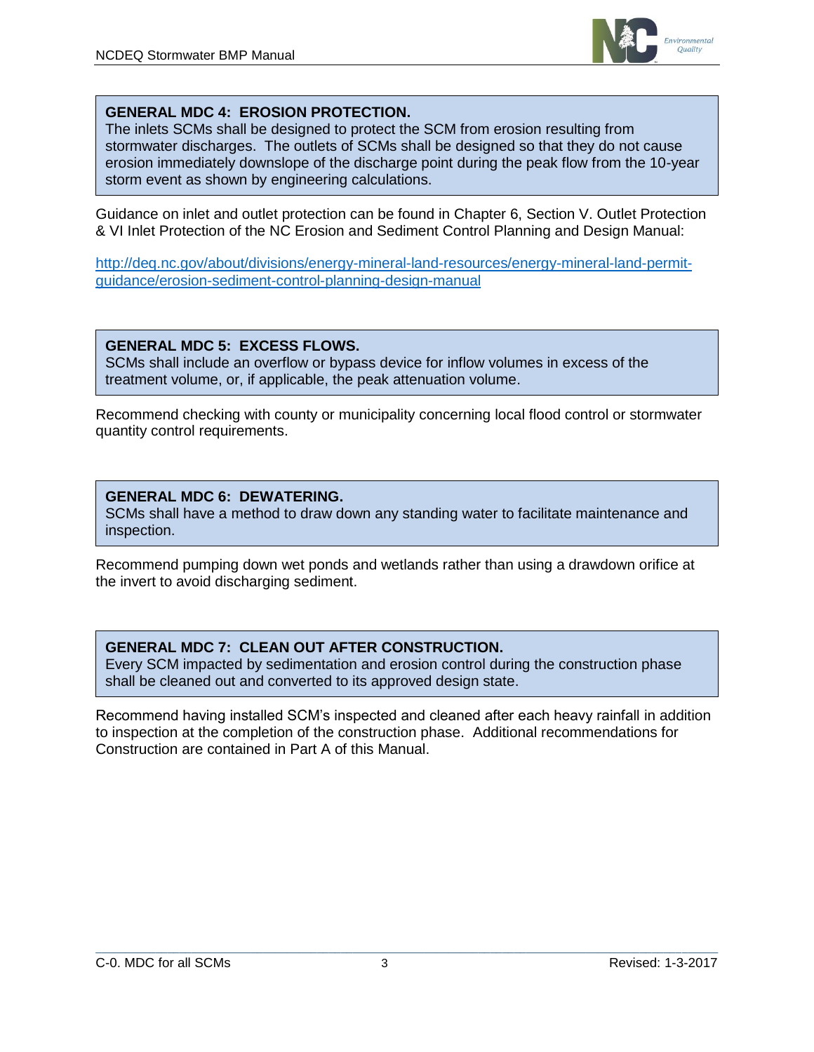**GENERAL MDC 4: EROSION PROTECTION.**
The inlets SCMs shall be designed to protect the SCM from erosion resulting from stormwater discharges. The outlets of SCMs shall be designed so that they do not cause erosion immediately downslope of the discharge point during the peak flow from the 10-year storm event as shown by engineering calculations.

Guidance on inlet and outlet protection can be found in Chapter 6, Section V. Outlet Protection & VI Inlet Protection of the NC Erosion and Sediment Control Planning and Design Manual:

[http://deq.nc.gov/about/divisions/energy-mineral-land-resources/energy-mineral-land-permit-guidance/erosion-sediment-control-planning-design-manual](http://deq.nc.gov/about/divisions/energy-mineral-land-resources/energy-mineral-land-permit-guidance/erosion-sediment-control-planning-design-manual)

**GENERAL MDC 5: EXCESS FLOWS.**
SCMs shall include an overflow or bypass device for inflow volumes in excess of the treatment volume, or, if applicable, the peak attenuation volume.

Recommend checking with county or municipality concerning local flood control or stormwater quantity control requirements.

**GENERAL MDC 6: DEWATERING.**
SCMs shall have a method to draw down any standing water to facilitate maintenance and inspection.

Recommend pumping down wet ponds and wetlands rather than using a drawdown orifice at the invert to avoid discharging sediment.

**GENERAL MDC 7: CLEAN OUT AFTER CONSTRUCTION.**
Every SCM impacted by sedimentation and erosion control during the construction phase shall be cleaned out and converted to its approved design state.

Recommend having installed SCM's inspected and cleaned after each heavy rainfall in addition to inspection at the completion of the construction phase. Additional recommendations for Construction are contained in Part A of this Manual.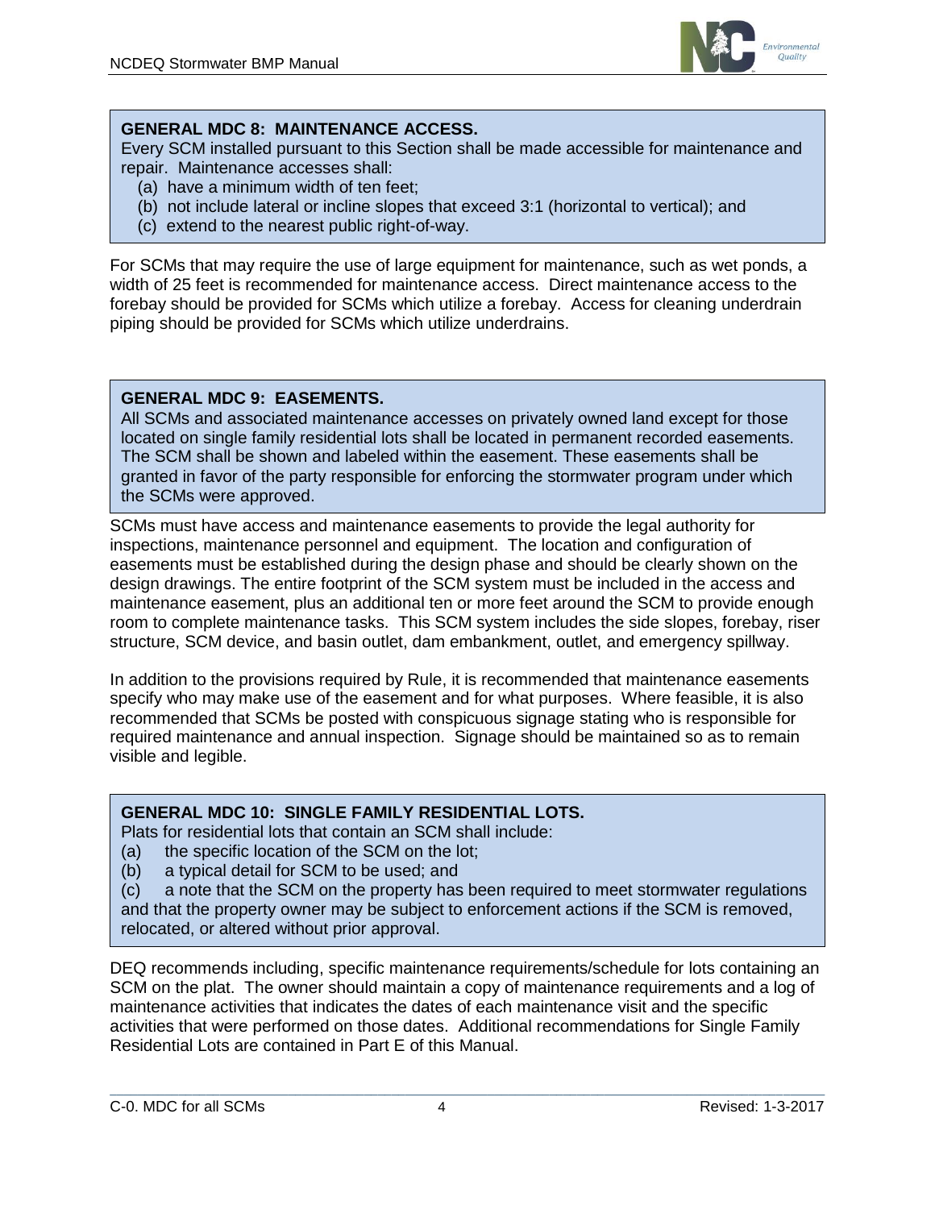**GENERAL MDC 8: MAINTENANCE ACCESS.**
Every SCM installed pursuant to this Section shall be made accessible for maintenance and repair. Maintenance accesses shall:

(a) have a minimum width of ten feet;
(b) not include lateral or incline slopes that exceed 3:1 (horizontal to vertical); and
(c) extend to the nearest public right-of-way.

For SCMs that may require the use of large equipment for maintenance, such as wet ponds, a width of 25 feet is recommended for maintenance access. Direct maintenance access to the forebay should be provided for SCMs which utilize a forebay. Access for cleaning underdrain piping should be provided for SCMs which utilize underdrains.

**GENERAL MDC 9: EASEMENTS.**
All SCMs and associated maintenance accesses on privately owned land except for those located on single family residential lots shall be located in permanent recorded easements. The SCM shall be shown and labeled within the easement. These easements shall be granted in favor of the party responsible for enforcing the stormwater program under which the SCMs were approved.

SCMs must have access and maintenance easements to provide the legal authority for inspections, maintenance personnel and equipment. The location and configuration of easements must be established during the design phase and should be clearly shown on the design drawings. The entire footprint of the SCM system must be included in the access and maintenance easement, plus an additional ten or more feet around the SCM to provide enough room to complete maintenance tasks. This SCM system includes the side slopes, forebay, riser structure, SCM device, and basin outlet, dam embankment, outlet, and emergency spillway.

In addition to the provisions required by Rule, it is recommended that maintenance easements specify who may make use of the easement and for what purposes. Where feasible, it is also recommended that SCMs be posted with conspicuous signage stating who is responsible for required maintenance and annual inspection. Signage should be maintained so as to remain visible and legible.

**GENERAL MDC 10: SINGLE FAMILY RESIDENTIAL LOTS.**
Plats for residential lots that contain an SCM shall include:

(a) the specific location of the SCM on the lot;
(b) a typical detail for SCM to be used; and
(c) a note that the SCM on the property has been required to meet stormwater regulations and that the property owner may be subject to enforcement actions if the SCM is removed, relocated, or altered without prior approval.

DEQ recommends including, specific maintenance requirements/schedule for lots containing an SCM on the plat. The owner should maintain a copy of maintenance requirements and a log of maintenance activities that indicates the dates of each maintenance visit and the specific activities that were performed on those dates. Additional recommendations for Single Family Residential Lots are contained in Part E of this Manual.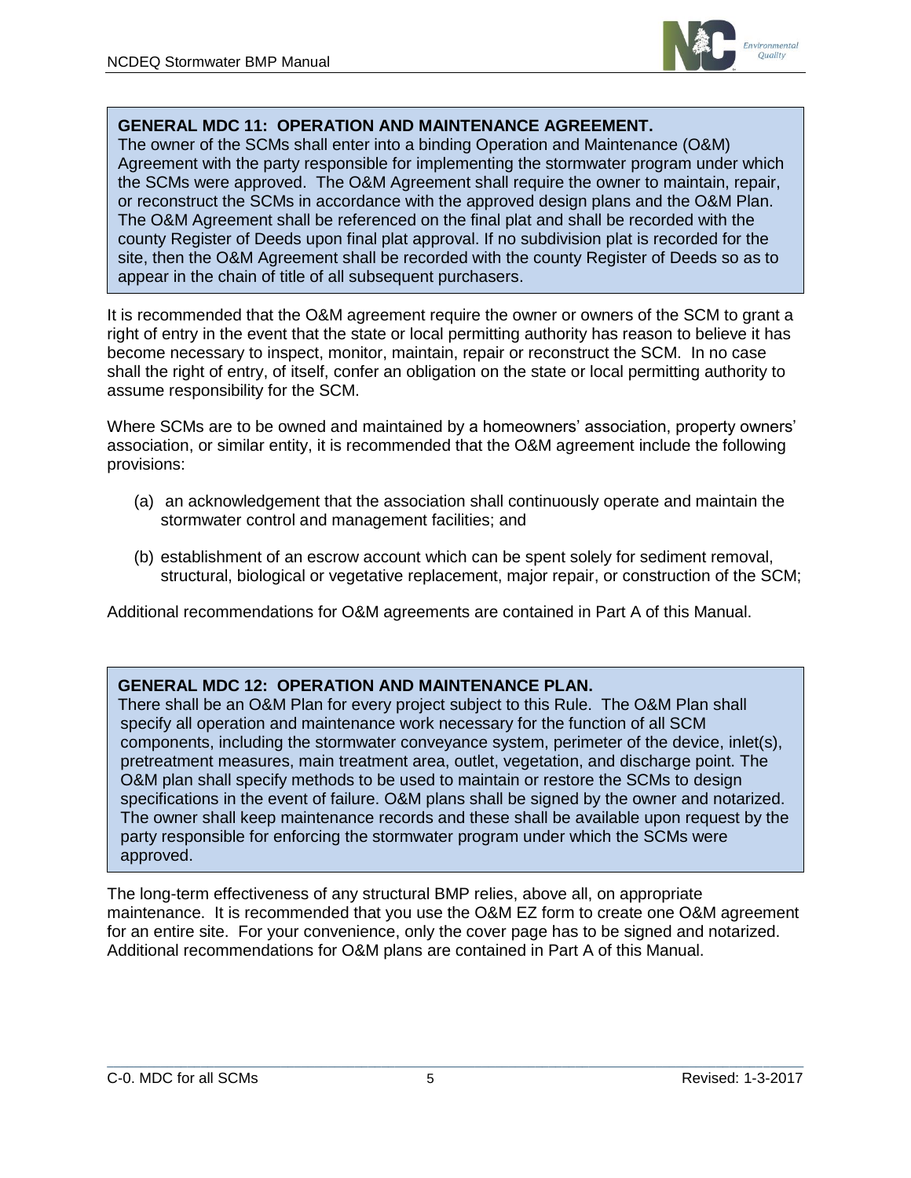**GENERAL MDC 11: OPERATION AND MAINTENANCE AGREEMENT.**
The owner of the SCMs shall enter into a binding Operation and Maintenance (O&M) Agreement with the party responsible for implementing the stormwater program under which the SCMs were approved. The O&M Agreement shall require the owner to maintain, repair, or reconstruct the SCMs in accordance with the approved design plans and the O&M Plan. The O&M Agreement shall be referenced on the final plat and shall be recorded with the county Register of Deeds upon final plat approval. If no subdivision plat is recorded for the site, then the O&M Agreement shall be recorded with the county Register of Deeds so as to appear in the chain of title of all subsequent purchasers.

It is recommended that the O&M agreement require the owner or owners of the SCM to grant a right of entry in the event that the state or local permitting authority has reason to believe it has become necessary to inspect, monitor, maintain, repair or reconstruct the SCM. In no case shall the right of entry, of itself, confer an obligation on the state or local permitting authority to assume responsibility for the SCM.

Where SCMs are to be owned and maintained by a homeowners' association, property owners' association, or similar entity, it is recommended that the O&M agreement include the following provisions:

(a) an acknowledgement that the association shall continuously operate and maintain the stormwater control and management facilities; and

(b) establishment of an escrow account which can be spent solely for sediment removal, structural, biological or vegetative replacement, major repair, or construction of the SCM;

Additional recommendations for O&M agreements are contained in Part A of this Manual.

**GENERAL MDC 12: OPERATION AND MAINTENANCE PLAN.**
There shall be an O&M Plan for every project subject to this Rule. The O&M Plan shall specify all operation and maintenance work necessary for the function of all SCM components, including the stormwater conveyance system, perimeter of the device, inlet(s), pretreatment measures, main treatment area, outlet, vegetation, and discharge point. The O&M plan shall specify methods to be used to maintain or restore the SCMs to design specifications in the event of failure. O&M plans shall be signed by the owner and notarized. The owner shall keep maintenance records and these shall be available upon request by the party responsible for enforcing the stormwater program under which the SCMs were approved.

The long-term effectiveness of any structural BMP relies, above all, on appropriate maintenance. It is recommended that you use the O&M EZ form to create one O&M agreement for an entire site. For your convenience, only the cover page has to be signed and notarized. Additional recommendations for O&M plans are contained in Part A of this Manual.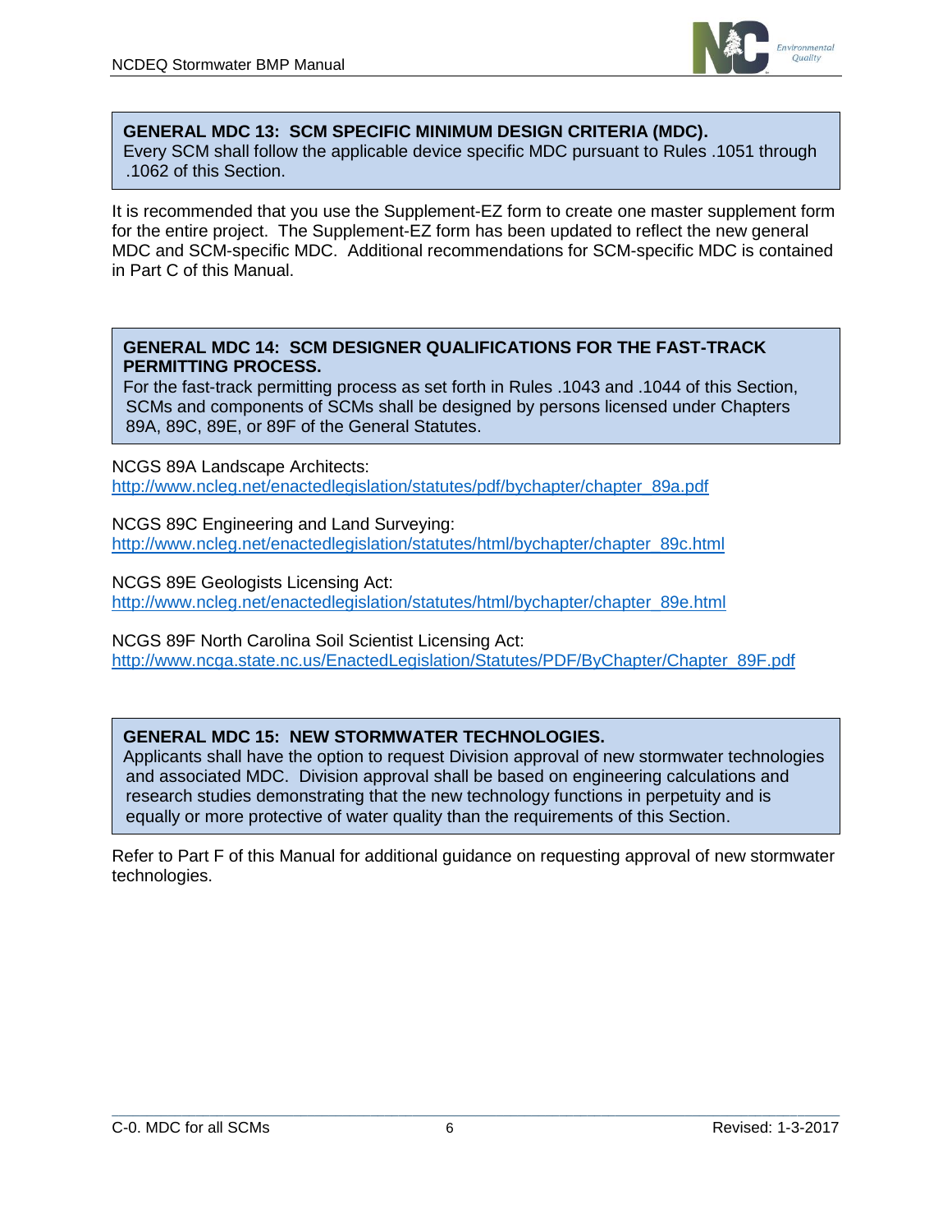**GENERAL MDC 13: SCM SPECIFIC MINIMUM DESIGN CRITERIA (MDC).**
Every SCM shall follow the applicable device specific MDC pursuant to Rules .1051 through .1062 of this Section.

It is recommended that you use the Supplement-EZ form to create one master supplement form for the entire project. The Supplement-EZ form has been updated to reflect the new general MDC and SCM-specific MDC. Additional recommendations for SCM-specific MDC is contained in Part C of this Manual.

**GENERAL MDC 14: SCM DESIGNER QUALIFICATIONS FOR THE FAST-TRACK PERMITTING PROCESS.**
For the fast-track permitting process as set forth in Rules .1043 and .1044 of this Section, SCMs and components of SCMs shall be designed by persons licensed under Chapters 89A, 89C, 89E, or 89F of the General Statutes.

NCGS 89A Landscape Architects:
http://www.ncleg.net/enactedlegislation/statutes/pdf/bychapter/chapter_89a.pdf

NCGS 89C Engineering and Land Surveying:
http://www.ncleg.net/enactedlegislation/statutes/html/bychapter/chapter_89c.html

NCGS 89E Geologists Licensing Act:
http://www.ncleg.net/enactedlegislation/statutes/html/bychapter/chapter_89e.html

NCGS 89F North Carolina Soil Scientist Licensing Act:
http://www.ncga.state.nc.us/EnactedLegislation/Statutes/PDF/ByChapter/Chapter_89F.pdf

**GENERAL MDC 15: NEW STORMWATER TECHNOLOGIES.**
Applicants shall have the option to request Division approval of new stormwater technologies and associated MDC. Division approval shall be based on engineering calculations and research studies demonstrating that the new technology functions in perpetuity and is equally or more protective of water quality than the requirements of this Section.

Refer to Part F of this Manual for additional guidance on requesting approval of new stormwater technologies.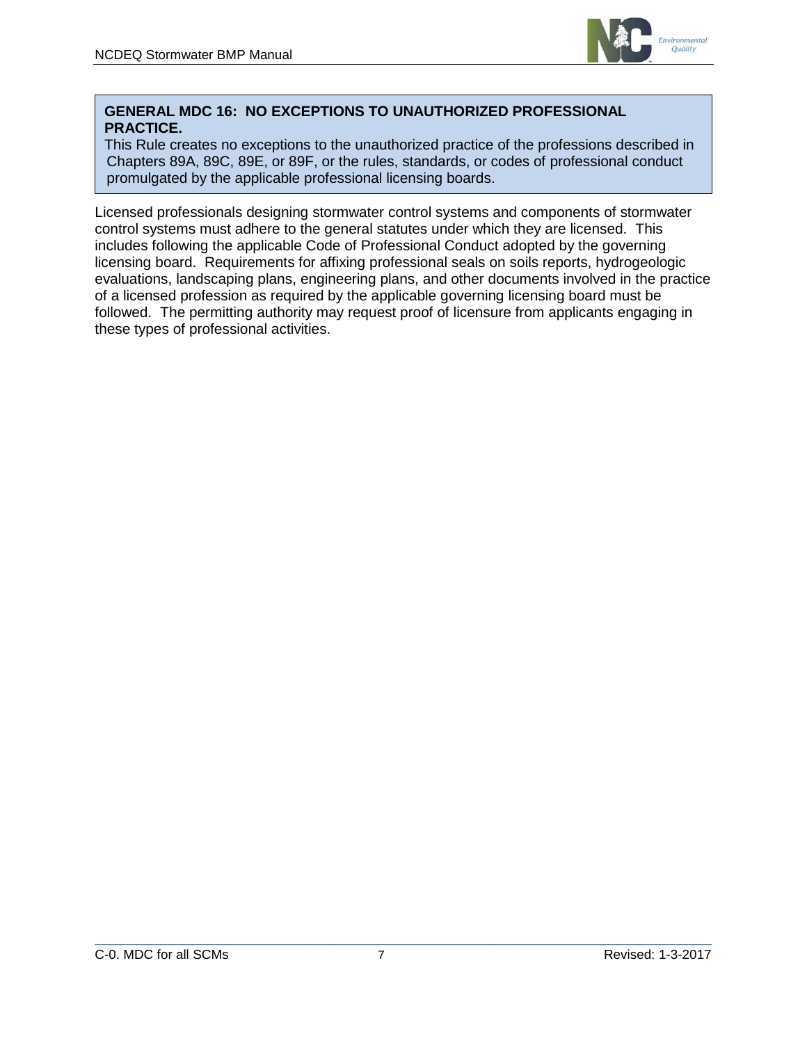**GENERAL MDC 16: NO EXCEPTIONS TO UNAUTHORIZED PROFESSIONAL PRACTICE.**

This Rule creates no exceptions to the unauthorized practice of the professions described in Chapters 89A, 89C, 89E, or 89F, or the rules, standards, or codes of professional conduct promulgated by the applicable professional licensing boards.

Licensed professionals designing stormwater control systems and components of stormwater control systems must adhere to the general statutes under which they are licensed. This includes following the applicable Code of Professional Conduct adopted by the governing licensing board. Requirements for affixing professional seals on soils reports, hydrogeologic evaluations, landscaping plans, engineering plans, and other documents involved in the practice of a licensed profession as required by the applicable governing licensing board must be followed. The permitting authority may request proof of licensure from applicants engaging in these types of professional activities.